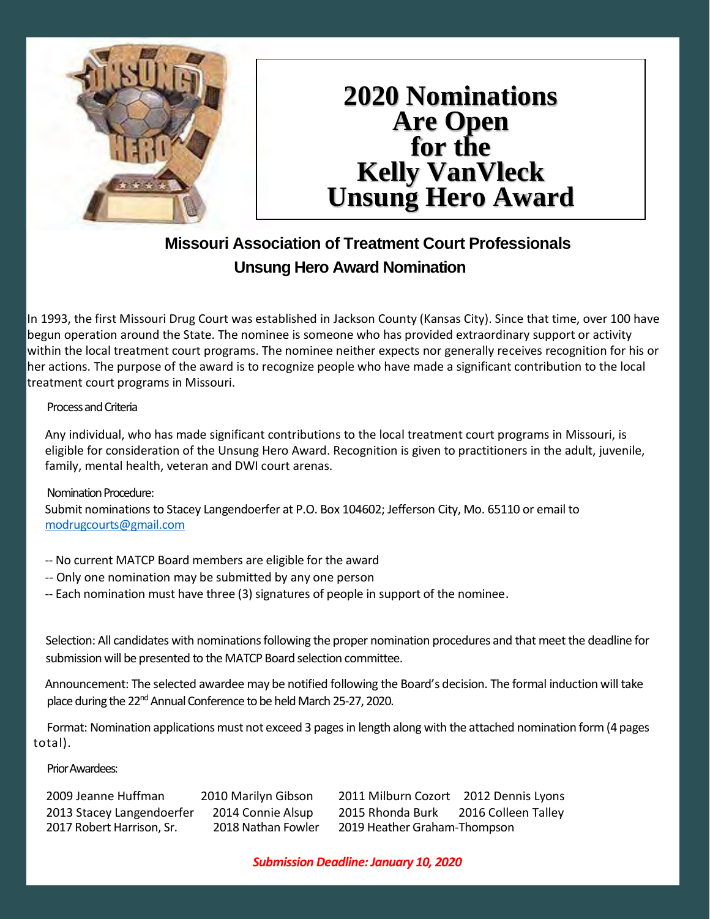# 2020 Nominations Are Open for the Kelly VanVleck Unsung Hero Award

## Missouri Association of Treatment Court Professionals
## Unsung Hero Award Nomination

In 1993, the first Missouri Drug Court was established in Jackson County (Kansas City). Since that time, over 100 have begun operation around the State. The nominee is someone who has provided extraordinary support or activity within the local treatment court programs. The nominee neither expects nor generally receives recognition for his or her actions. The purpose of the award is to recognize people who have made a significant contribution to the local treatment court programs in Missouri.

Process and Criteria

Any individual, who has made significant contributions to the local treatment court programs in Missouri, is eligible for consideration of the Unsung Hero Award. Recognition is given to practitioners in the adult, juvenile, family, mental health, veteran and DWI court arenas.

Nomination Procedure:

Submit nominations to Stacey Langendoerfer at P.O. Box 104602; Jefferson City, Mo. 65110 or email to modrugcourts@gmail.com

-- No current MATCP Board members are eligible for the award
-- Only one nomination may be submitted by any one person
-- Each nomination must have three (3) signatures of people in support of the nominee.

Selection: All candidates with nominations following the proper nomination procedures and that meet the deadline for submission will be presented to the MATCP Board selection committee.

Announcement: The selected awardee may be notified following the Board's decision. The formal induction will take place during the 22nd Annual Conference to be held March 25-27, 2020.

Format: Nomination applications must not exceed 3 pages in length along with the attached nomination form (4 pages total).

Prior Awardees:

2009 Jeanne Huffman
2010 Marilyn Gibson
2011 Milburn Cozort
2012 Dennis Lyons
2013 Stacey Langendoerfer
2014 Connie Alsup
2015 Rhonda Burk
2016 Colleen Talley
2017 Robert Harrison, Sr.
2018 Nathan Fowler
2019 Heather Graham-Thompson

***Submission Deadline: January 10, 2020***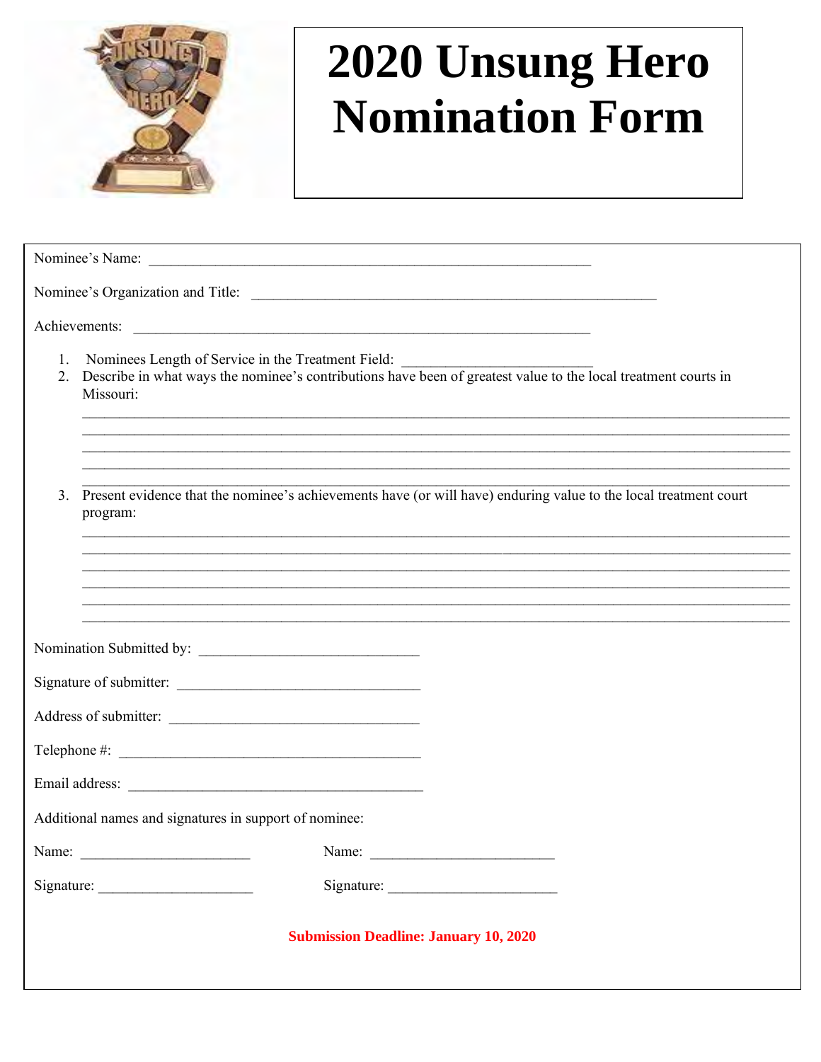# 2020 Unsung Hero Nomination Form

Nominee's Name: ____________________________________________________________

Nominee's Organization and Title: ________________________________________________________

Achievements: ______________________________________________________________

1. Nominees Length of Service in the Treatment Field: _________________________
2. Describe in what ways the nominee's contributions have been of greatest value to the local treatment courts in Missouri:

   ________________________________________________________________________________________________
   ________________________________________________________________________________________________
   ________________________________________________________________________________________________
   ________________________________________________________________________________________________
   ________________________________________________________________________________________________

3. Present evidence that the nominee's achievements have (or will have) enduring value to the local treatment court program:

   ________________________________________________________________________________________________
   ________________________________________________________________________________________________
   ________________________________________________________________________________________________
   ________________________________________________________________________________________________
   ________________________________________________________________________________________________
   ________________________________________________________________________________________________

Nomination Submitted by: ______________________________

Signature of submitter: ________________________________

Address of submitter: _________________________________

Telephone #: _______________________________________

Email address: ______________________________________

Additional names and signatures in support of nominee:

Name: _______________________ Name: _________________________

Signature: _____________________ Signature: _______________________

**Submission Deadline: January 10, 2020**